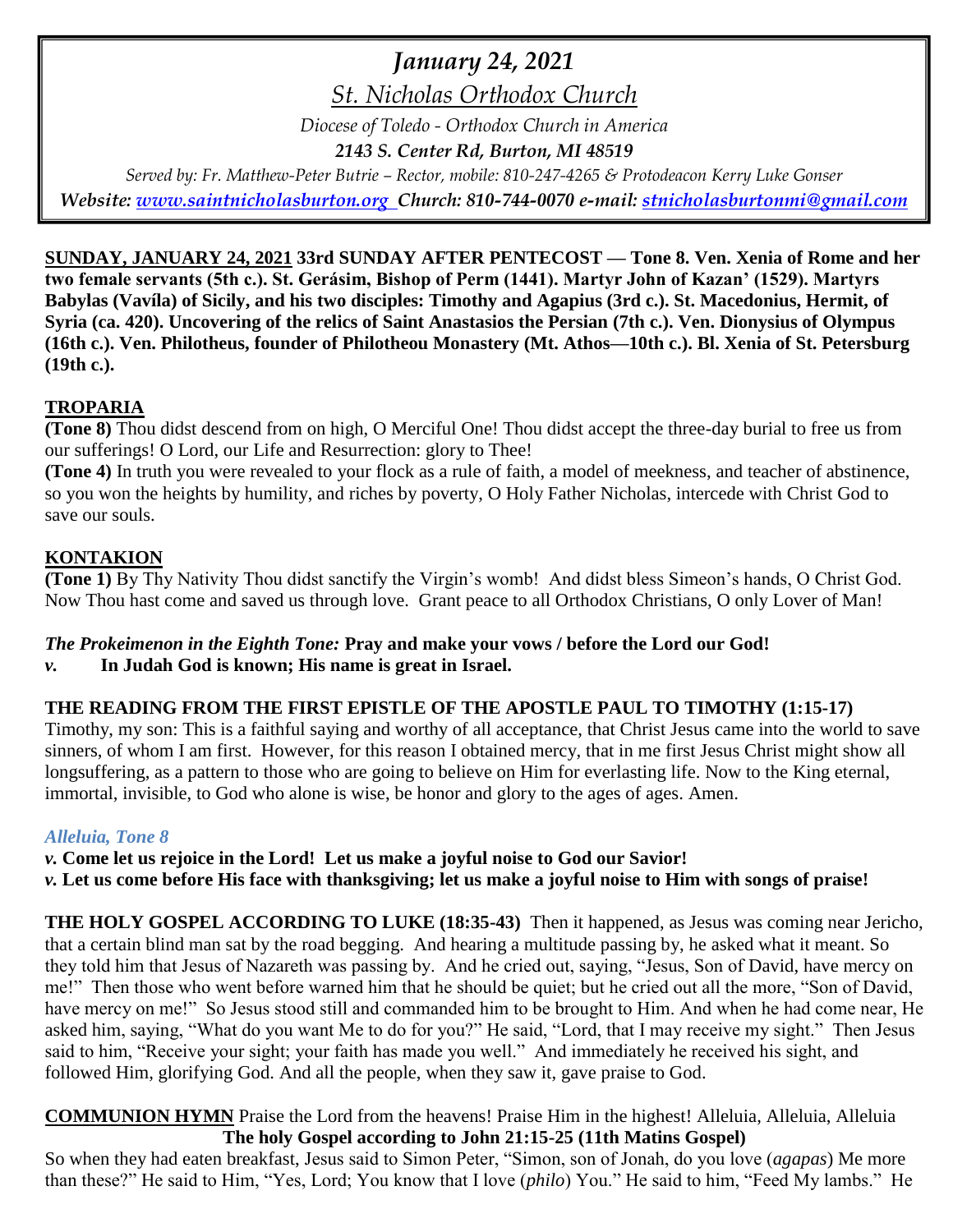# *January 24, 2021*

## *St. Nicholas Orthodox Church*

*Diocese of Toledo - Orthodox Church in America*

***2143 S. Center Rd, Burton, MI 48519***

*Served by: Fr. Matthew-Peter Butrie – Rector, mobile: 810-247-4265 & Protodeacon Kerry Luke Gonser*

***Website: www.saintnicholasburton.org Church: 810-744-0070 e-mail: stnicholasburtonmi@gmail.com***

**SUNDAY, JANUARY 24, 2021 33rd SUNDAY AFTER PENTECOST — Tone 8. Ven. Xenia of Rome and her two female servants (5th c.). St. Gerásim, Bishop of Perm (1441). Martyr John of Kazan' (1529). Martyrs Babylas (Vavíla) of Sicily, and his two disciples: Timothy and Agapius (3rd c.). St. Macedonius, Hermit, of Syria (ca. 420). Uncovering of the relics of Saint Anastasios the Persian (7th c.). Ven. Dionysius of Olympus (16th c.). Ven. Philotheus, founder of Philotheou Monastery (Mt. Athos—10th c.). Bl. Xenia of St. Petersburg (19th c.).**

## TROPARIA

**(Tone 8)** Thou didst descend from on high, O Merciful One! Thou didst accept the three-day burial to free us from our sufferings! O Lord, our Life and Resurrection: glory to Thee!

**(Tone 4)** In truth you were revealed to your flock as a rule of faith, a model of meekness, and teacher of abstinence, so you won the heights by humility, and riches by poverty, O Holy Father Nicholas, intercede with Christ God to save our souls.

## KONTAKION

**(Tone 1)** By Thy Nativity Thou didst sanctify the Virgin's womb! And didst bless Simeon's hands, O Christ God. Now Thou hast come and saved us through love. Grant peace to all Orthodox Christians, O only Lover of Man!

***The Prokeimenon in the Eighth Tone:*** **Pray and make your vows / before the Lord our God!**

*v.* **In Judah God is known; His name is great in Israel.**

**THE READING FROM THE FIRST EPISTLE OF THE APOSTLE PAUL TO TIMOTHY (1:15-17)**

Timothy, my son: This is a faithful saying and worthy of all acceptance, that Christ Jesus came into the world to save sinners, of whom I am first. However, for this reason I obtained mercy, that in me first Jesus Christ might show all longsuffering, as a pattern to those who are going to believe on Him for everlasting life. Now to the King eternal, immortal, invisible, to God who alone is wise, be honor and glory to the ages of ages. Amen.

***Alleluia, Tone 8***

*v.* **Come let us rejoice in the Lord! Let us make a joyful noise to God our Savior!**

*v.* **Let us come before His face with thanksgiving; let us make a joyful noise to Him with songs of praise!**

**THE HOLY GOSPEL ACCORDING TO LUKE (18:35-43)** Then it happened, as Jesus was coming near Jericho, that a certain blind man sat by the road begging. And hearing a multitude passing by, he asked what it meant. So they told him that Jesus of Nazareth was passing by. And he cried out, saying, "Jesus, Son of David, have mercy on me!" Then those who went before warned him that he should be quiet; but he cried out all the more, "Son of David, have mercy on me!" So Jesus stood still and commanded him to be brought to Him. And when he had come near, He asked him, saying, "What do you want Me to do for you?" He said, "Lord, that I may receive my sight." Then Jesus said to him, "Receive your sight; your faith has made you well." And immediately he received his sight, and followed Him, glorifying God. And all the people, when they saw it, gave praise to God.

**COMMUNION HYMN** Praise the Lord from the heavens! Praise Him in the highest! Alleluia, Alleluia, Alleluia

**The holy Gospel according to John 21:15-25 (11th Matins Gospel)**

So when they had eaten breakfast, Jesus said to Simon Peter, "Simon, son of Jonah, do you love (*agapas*) Me more than these?" He said to Him, "Yes, Lord; You know that I love (*philo*) You." He said to him, "Feed My lambs." He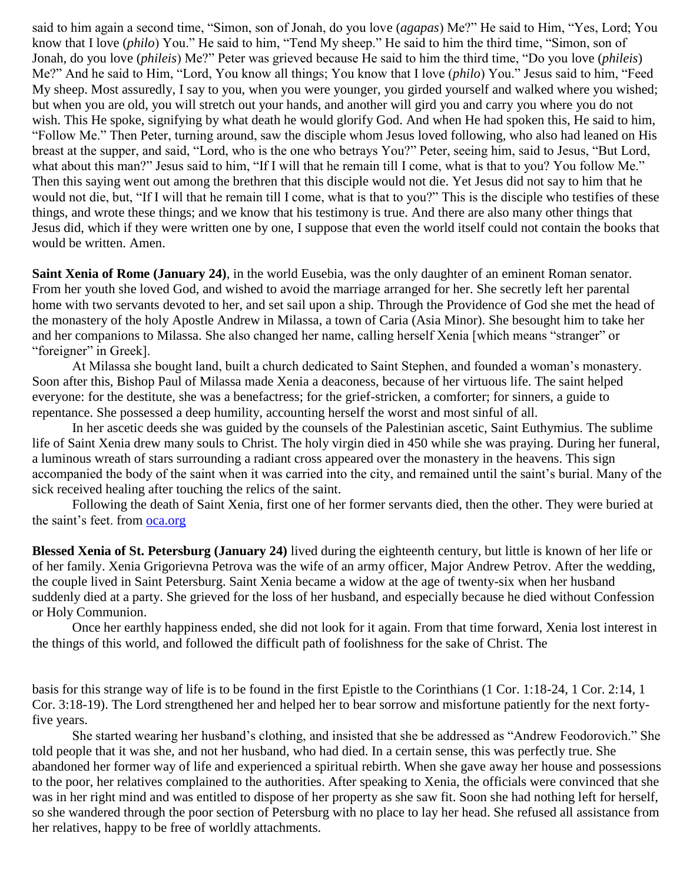said to him again a second time, "Simon, son of Jonah, do you love (*agapas*) Me?" He said to Him, "Yes, Lord; You know that I love (*philo*) You." He said to him, "Tend My sheep." He said to him the third time, "Simon, son of Jonah, do you love (*phileis*) Me?" Peter was grieved because He said to him the third time, "Do you love (*phileis*) Me?" And he said to Him, "Lord, You know all things; You know that I love (*philo*) You." Jesus said to him, "Feed My sheep. Most assuredly, I say to you, when you were younger, you girded yourself and walked where you wished; but when you are old, you will stretch out your hands, and another will gird you and carry you where you do not wish. This He spoke, signifying by what death he would glorify God. And when He had spoken this, He said to him, "Follow Me." Then Peter, turning around, saw the disciple whom Jesus loved following, who also had leaned on His breast at the supper, and said, "Lord, who is the one who betrays You?" Peter, seeing him, said to Jesus, "But Lord, what about this man?" Jesus said to him, "If I will that he remain till I come, what is that to you? You follow Me." Then this saying went out among the brethren that this disciple would not die. Yet Jesus did not say to him that he would not die, but, "If I will that he remain till I come, what is that to you?" This is the disciple who testifies of these things, and wrote these things; and we know that his testimony is true. And there are also many other things that Jesus did, which if they were written one by one, I suppose that even the world itself could not contain the books that would be written. Amen.

**Saint Xenia of Rome (January 24)**, in the world Eusebia, was the only daughter of an eminent Roman senator. From her youth she loved God, and wished to avoid the marriage arranged for her. She secretly left her parental home with two servants devoted to her, and set sail upon a ship. Through the Providence of God she met the head of the monastery of the holy Apostle Andrew in Milassa, a town of Caria (Asia Minor). She besought him to take her and her companions to Milassa. She also changed her name, calling herself Xenia [which means "stranger" or "foreigner" in Greek].

At Milassa she bought land, built a church dedicated to Saint Stephen, and founded a woman's monastery. Soon after this, Bishop Paul of Milassa made Xenia a deaconess, because of her virtuous life. The saint helped everyone: for the destitute, she was a benefactress; for the grief-stricken, a comforter; for sinners, a guide to repentance. She possessed a deep humility, accounting herself the worst and most sinful of all.

In her ascetic deeds she was guided by the counsels of the Palestinian ascetic, Saint Euthymius. The sublime life of Saint Xenia drew many souls to Christ. The holy virgin died in 450 while she was praying. During her funeral, a luminous wreath of stars surrounding a radiant cross appeared over the monastery in the heavens. This sign accompanied the body of the saint when it was carried into the city, and remained until the saint's burial. Many of the sick received healing after touching the relics of the saint.

Following the death of Saint Xenia, first one of her former servants died, then the other. They were buried at the saint's feet. from oca.org

**Blessed Xenia of St. Petersburg (January 24)** lived during the eighteenth century, but little is known of her life or of her family. Xenia Grigorievna Petrova was the wife of an army officer, Major Andrew Petrov. After the wedding, the couple lived in Saint Petersburg. Saint Xenia became a widow at the age of twenty-six when her husband suddenly died at a party. She grieved for the loss of her husband, and especially because he died without Confession or Holy Communion.

Once her earthly happiness ended, she did not look for it again. From that time forward, Xenia lost interest in the things of this world, and followed the difficult path of foolishness for the sake of Christ. The basis for this strange way of life is to be found in the first Epistle to the Corinthians (1 Cor. 1:18-24, 1 Cor. 2:14, 1 Cor. 3:18-19). The Lord strengthened her and helped her to bear sorrow and misfortune patiently for the next forty-five years.

She started wearing her husband's clothing, and insisted that she be addressed as "Andrew Feodorovich." She told people that it was she, and not her husband, who had died. In a certain sense, this was perfectly true. She abandoned her former way of life and experienced a spiritual rebirth. When she gave away her house and possessions to the poor, her relatives complained to the authorities. After speaking to Xenia, the officials were convinced that she was in her right mind and was entitled to dispose of her property as she saw fit. Soon she had nothing left for herself, so she wandered through the poor section of Petersburg with no place to lay her head. She refused all assistance from her relatives, happy to be free of worldly attachments.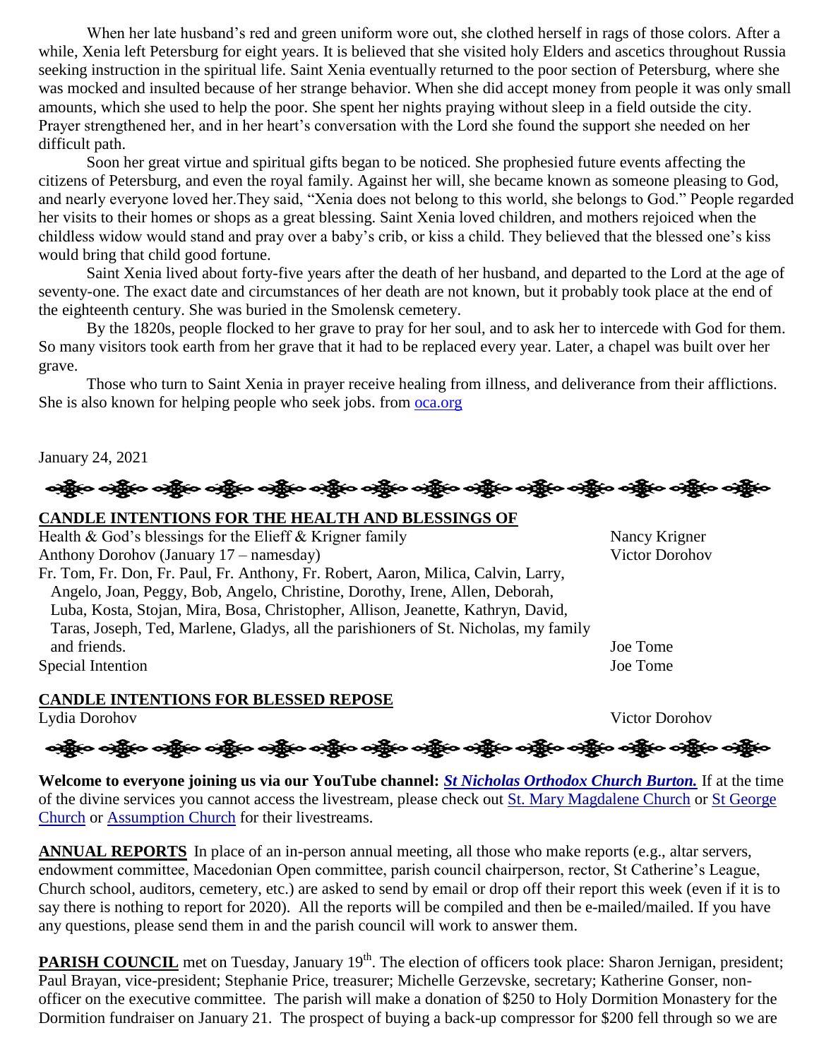When her late husband's red and green uniform wore out, she clothed herself in rags of those colors. After a while, Xenia left Petersburg for eight years. It is believed that she visited holy Elders and ascetics throughout Russia seeking instruction in the spiritual life. Saint Xenia eventually returned to the poor section of Petersburg, where she was mocked and insulted because of her strange behavior. When she did accept money from people it was only small amounts, which she used to help the poor. She spent her nights praying without sleep in a field outside the city. Prayer strengthened her, and in her heart's conversation with the Lord she found the support she needed on her difficult path.

Soon her great virtue and spiritual gifts began to be noticed. She prophesied future events affecting the citizens of Petersburg, and even the royal family. Against her will, she became known as someone pleasing to God, and nearly everyone loved her.They said, "Xenia does not belong to this world, she belongs to God." People regarded her visits to their homes or shops as a great blessing. Saint Xenia loved children, and mothers rejoiced when the childless widow would stand and pray over a baby's crib, or kiss a child. They believed that the blessed one's kiss would bring that child good fortune.

Saint Xenia lived about forty-five years after the death of her husband, and departed to the Lord at the age of seventy-one. The exact date and circumstances of her death are not known, but it probably took place at the end of the eighteenth century. She was buried in the Smolensk cemetery.

By the 1820s, people flocked to her grave to pray for her soul, and to ask her to intercede with God for them. So many visitors took earth from her grave that it had to be replaced every year. Later, a chapel was built over her grave.

Those who turn to Saint Xenia in prayer receive healing from illness, and deliverance from their afflictions. She is also known for helping people who seek jobs. from oca.org

January 24, 2021

**CANDLE INTENTIONS FOR THE HEALTH AND BLESSINGS OF**

| | |
|---|---|
| Health & God's blessings for the Elieff & Krigner family | Nancy Krigner |
| Anthony Dorohov (January 17 – namesday) | Victor Dorohov |
| Fr. Tom, Fr. Don, Fr. Paul, Fr. Anthony, Fr. Robert, Aaron, Milica, Calvin, Larry, Angelo, Joan, Peggy, Bob, Angelo, Christine, Dorothy, Irene, Allen, Deborah, Luba, Kosta, Stojan, Mira, Bosa, Christopher, Allison, Jeanette, Kathryn, David, Taras, Joseph, Ted, Marlene, Gladys, all the parishioners of St. Nicholas, my family and friends. | Joe Tome |
| Special Intention | Joe Tome |

**CANDLE INTENTIONS FOR BLESSED REPOSE**

| | |
|---|---|
| Lydia Dorohov | Victor Dorohov |

**Welcome to everyone joining us via our YouTube channel:** ***St Nicholas Orthodox Church Burton.*** If at the time of the divine services you cannot access the livestream, please check out St. Mary Magdalene Church or St George Church or Assumption Church for their livestreams.

**ANNUAL REPORTS** In place of an in-person annual meeting, all those who make reports (e.g., altar servers, endowment committee, Macedonian Open committee, parish council chairperson, rector, St Catherine's League, Church school, auditors, cemetery, etc.) are asked to send by email or drop off their report this week (even if it is to say there is nothing to report for 2020). All the reports will be compiled and then be e-mailed/mailed. If you have any questions, please send them in and the parish council will work to answer them.

**PARISH COUNCIL** met on Tuesday, January 19th. The election of officers took place: Sharon Jernigan, president; Paul Brayan, vice-president; Stephanie Price, treasurer; Michelle Gerzevske, secretary; Katherine Gonser, non-officer on the executive committee. The parish will make a donation of $250 to Holy Dormition Monastery for the Dormition fundraiser on January 21. The prospect of buying a back-up compressor for $200 fell through so we are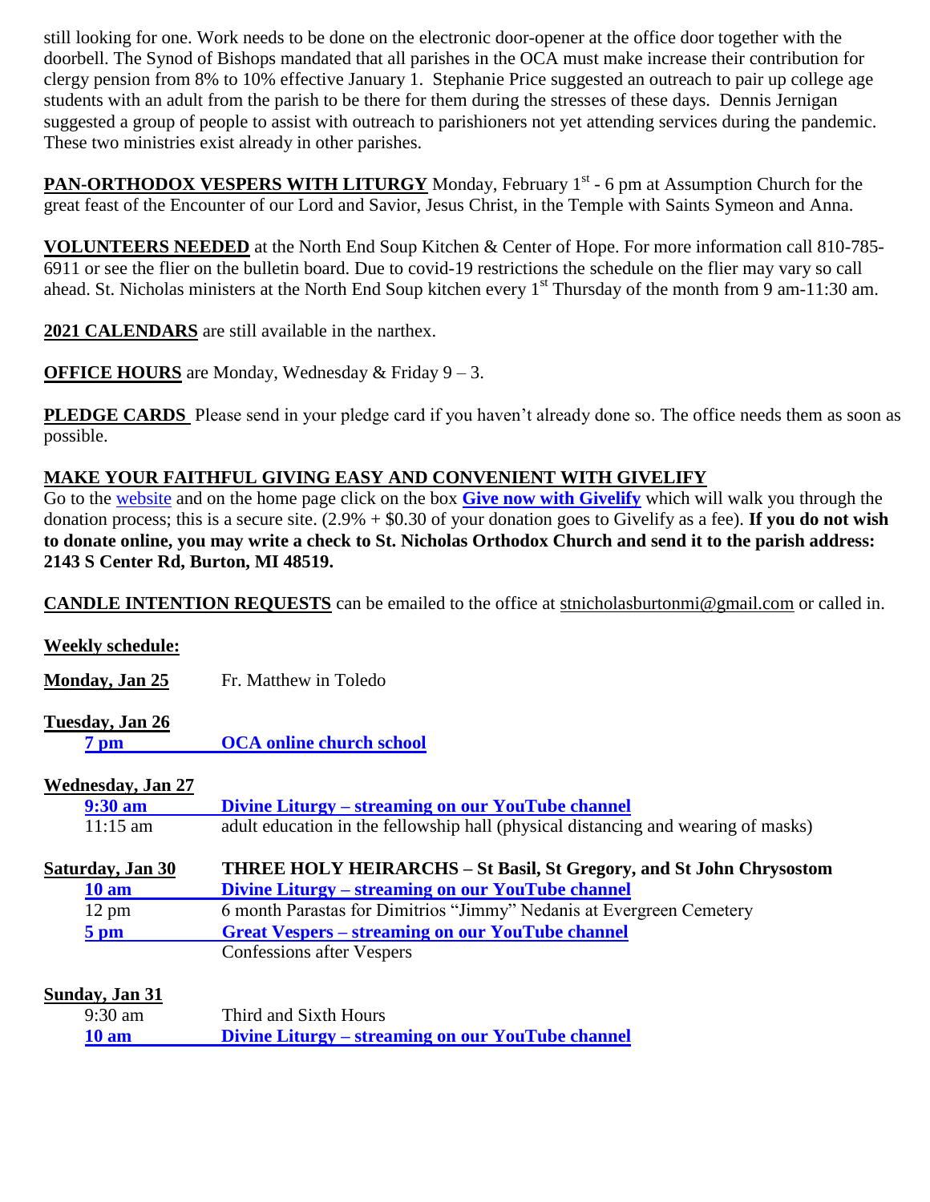still looking for one. Work needs to be done on the electronic door-opener at the office door together with the doorbell. The Synod of Bishops mandated that all parishes in the OCA must make increase their contribution for clergy pension from 8% to 10% effective January 1. Stephanie Price suggested an outreach to pair up college age students with an adult from the parish to be there for them during the stresses of these days. Dennis Jernigan suggested a group of people to assist with outreach to parishioners not yet attending services during the pandemic. These two ministries exist already in other parishes.

**PAN-ORTHODOX VESPERS WITH LITURGY** Monday, February 1st - 6 pm at Assumption Church for the great feast of the Encounter of our Lord and Savior, Jesus Christ, in the Temple with Saints Symeon and Anna.

**VOLUNTEERS NEEDED** at the North End Soup Kitchen & Center of Hope. For more information call 810-785-6911 or see the flier on the bulletin board. Due to covid-19 restrictions the schedule on the flier may vary so call ahead. St. Nicholas ministers at the North End Soup kitchen every 1st Thursday of the month from 9 am-11:30 am.

**2021 CALENDARS** are still available in the narthex.

**OFFICE HOURS** are Monday, Wednesday & Friday 9 – 3.

**PLEDGE CARDS** Please send in your pledge card if you haven't already done so. The office needs them as soon as possible.

**MAKE YOUR FAITHFUL GIVING EASY AND CONVENIENT WITH GIVELIFY**
Go to the website and on the home page click on the box **Give now with Givelify** which will walk you through the donation process; this is a secure site. (2.9% + $0.30 of your donation goes to Givelify as a fee). **If you do not wish to donate online, you may write a check to St. Nicholas Orthodox Church and send it to the parish address: 2143 S Center Rd, Burton, MI 48519.**

**CANDLE INTENTION REQUESTS** can be emailed to the office at stnicholasburtonmi@gmail.com or called in.

**Weekly schedule:**

**Monday, Jan 25** — Fr. Matthew in Toledo

**Tuesday, Jan 26**
- **7 pm** — **OCA online church school**

**Wednesday, Jan 27**
- **9:30 am** — **Divine Liturgy – streaming on our YouTube channel**
- 11:15 am — adult education in the fellowship hall (physical distancing and wearing of masks)

**Saturday, Jan 30** — **THREE HOLY HEIRARCHS – St Basil, St Gregory, and St John Chrysostom**
- **10 am** — **Divine Liturgy – streaming on our YouTube channel**
- 12 pm — 6 month Parastas for Dimitrios "Jimmy" Nedanis at Evergreen Cemetery
- **5 pm** — **Great Vespers – streaming on our YouTube channel**
  Confessions after Vespers

**Sunday, Jan 31**
- 9:30 am — Third and Sixth Hours
- **10 am** — **Divine Liturgy – streaming on our YouTube channel**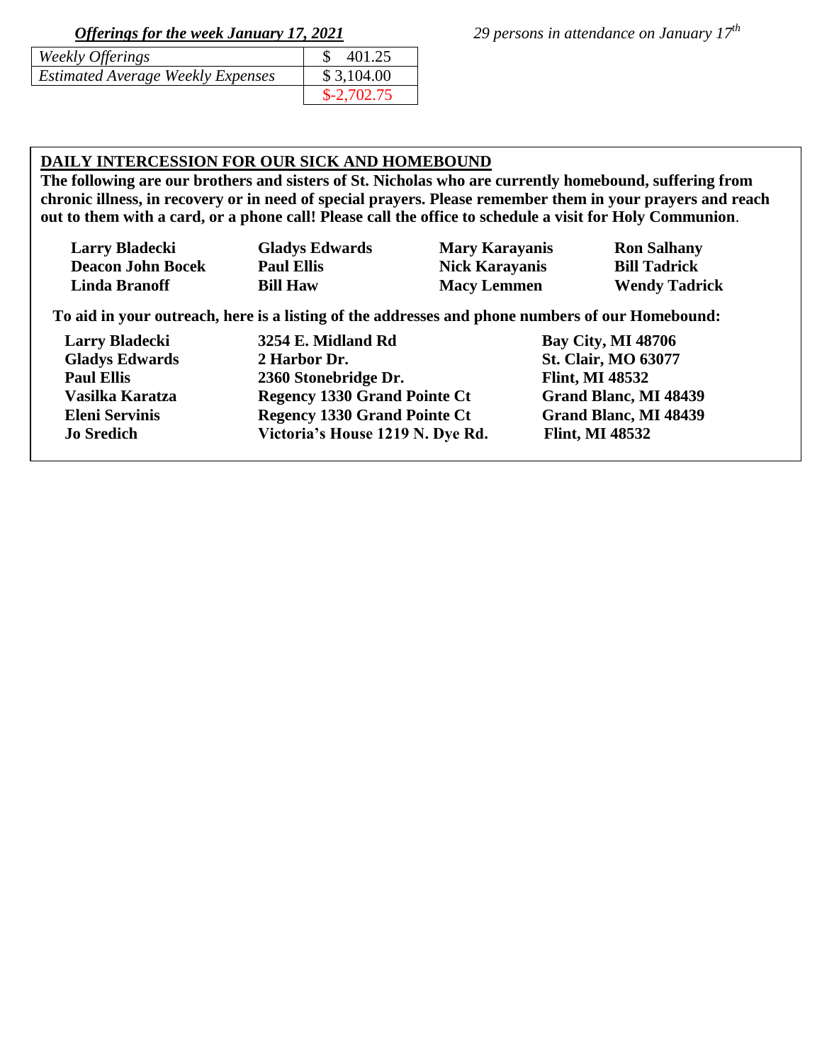***Offerings for the week January 17, 2021***

*29 persons in attendance on January 17th*

| | |
|---|---|
| *Weekly Offerings* | $ 401.25 |
| *Estimated Average Weekly Expenses* | $ 3,104.00 |
| | $-2,702.75 |

**DAILY INTERCESSION FOR OUR SICK AND HOMEBOUND**

**The following are our brothers and sisters of St. Nicholas who are currently homebound, suffering from chronic illness, in recovery or in need of special prayers. Please remember them in your prayers and reach out to them with a card, or a phone call! Please call the office to schedule a visit for Holy Communion**.

| | | | |
|---|---|---|---|
| **Larry Bladecki** | **Gladys Edwards** | **Mary Karayanis** | **Ron Salhany** |
| **Deacon John Bocek** | **Paul Ellis** | **Nick Karayanis** | **Bill Tadrick** |
| **Linda Branoff** | **Bill Haw** | **Macy Lemmen** | **Wendy Tadrick** |

**To aid in your outreach, here is a listing of the addresses and phone numbers of our Homebound:**

| | | |
|---|---|---|
| **Larry Bladecki** | **3254 E. Midland Rd** | **Bay City, MI 48706** |
| **Gladys Edwards** | **2 Harbor Dr.** | **St. Clair, MO 63077** |
| **Paul Ellis** | **2360 Stonebridge Dr.** | **Flint, MI 48532** |
| **Vasilka Karatza** | **Regency 1330 Grand Pointe Ct** | **Grand Blanc, MI 48439** |
| **Eleni Servinis** | **Regency 1330 Grand Pointe Ct** | **Grand Blanc, MI 48439** |
| **Jo Sredich** | **Victoria's House 1219 N. Dye Rd.** | **Flint, MI 48532** |